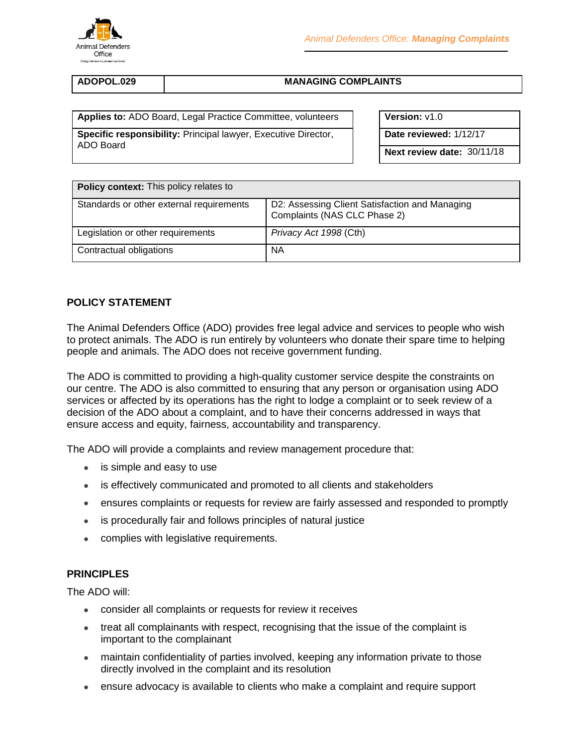| ADOPOL.029 | MANAGING COMPLAINTS |
|---|---|

| | |
|---|---|
| **Applies to:** ADO Board, Legal Practice Committee, volunteers | **Version:** v1.0 |
| **Specific responsibility:** Principal lawyer, Executive Director, ADO Board | **Date reviewed:** 1/12/17 |
| | **Next review date:** 30/11/18 |

| **Policy context:** This policy relates to | |
|---|---|
| Standards or other external requirements | D2: Assessing Client Satisfaction and Managing Complaints (NAS CLC Phase 2) |
| Legislation or other requirements | *Privacy Act 1998* (Cth) |
| Contractual obligations | NA |

## POLICY STATEMENT

The Animal Defenders Office (ADO) provides free legal advice and services to people who wish to protect animals. The ADO is run entirely by volunteers who donate their spare time to helping people and animals. The ADO does not receive government funding.

The ADO is committed to providing a high-quality customer service despite the constraints on our centre. The ADO is also committed to ensuring that any person or organisation using ADO services or affected by its operations has the right to lodge a complaint or to seek review of a decision of the ADO about a complaint, and to have their concerns addressed in ways that ensure access and equity, fairness, accountability and transparency.

The ADO will provide a complaints and review management procedure that:

- is simple and easy to use
- is effectively communicated and promoted to all clients and stakeholders
- ensures complaints or requests for review are fairly assessed and responded to promptly
- is procedurally fair and follows principles of natural justice
- complies with legislative requirements.

## PRINCIPLES

The ADO will:

- consider all complaints or requests for review it receives
- treat all complainants with respect, recognising that the issue of the complaint is important to the complainant
- maintain confidentiality of parties involved, keeping any information private to those directly involved in the complaint and its resolution
- ensure advocacy is available to clients who make a complaint and require support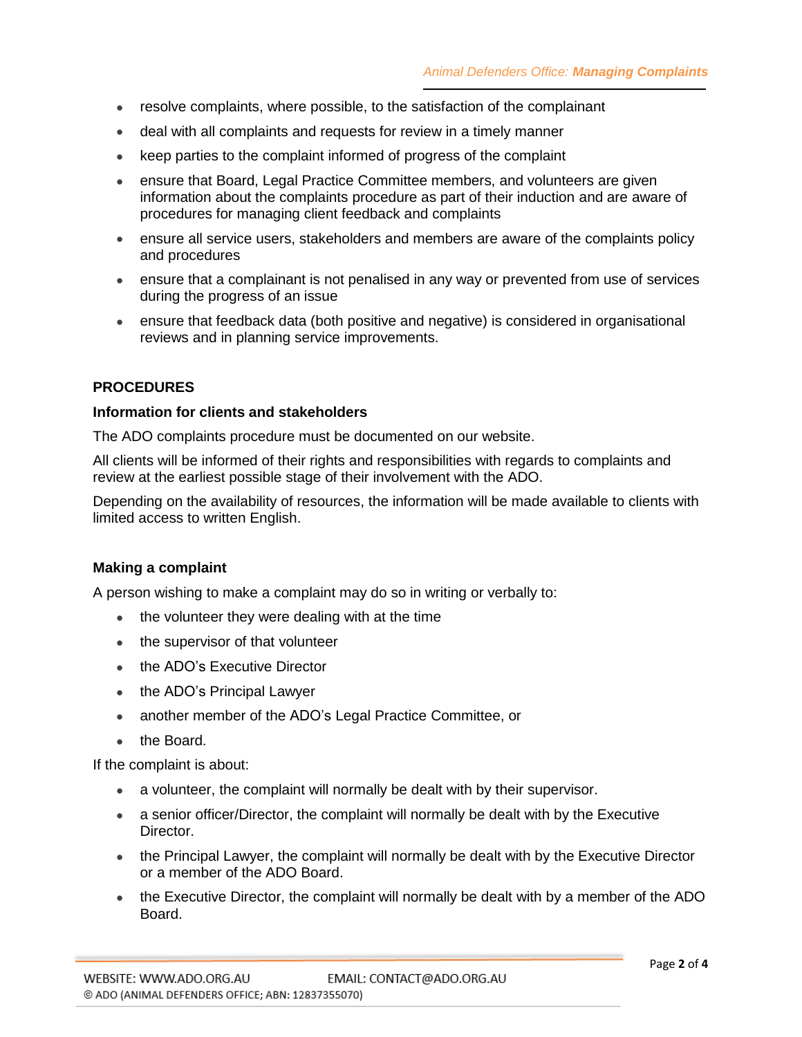- resolve complaints, where possible, to the satisfaction of the complainant
- deal with all complaints and requests for review in a timely manner
- keep parties to the complaint informed of progress of the complaint
- ensure that Board, Legal Practice Committee members, and volunteers are given information about the complaints procedure as part of their induction and are aware of procedures for managing client feedback and complaints
- ensure all service users, stakeholders and members are aware of the complaints policy and procedures
- ensure that a complainant is not penalised in any way or prevented from use of services during the progress of an issue
- ensure that feedback data (both positive and negative) is considered in organisational reviews and in planning service improvements.

## PROCEDURES

### Information for clients and stakeholders

The ADO complaints procedure must be documented on our website.

All clients will be informed of their rights and responsibilities with regards to complaints and review at the earliest possible stage of their involvement with the ADO.

Depending on the availability of resources, the information will be made available to clients with limited access to written English.

### Making a complaint

A person wishing to make a complaint may do so in writing or verbally to:

- the volunteer they were dealing with at the time
- the supervisor of that volunteer
- the ADO's Executive Director
- the ADO's Principal Lawyer
- another member of the ADO's Legal Practice Committee, or
- the Board.

If the complaint is about:

- a volunteer, the complaint will normally be dealt with by their supervisor.
- a senior officer/Director, the complaint will normally be dealt with by the Executive Director.
- the Principal Lawyer, the complaint will normally be dealt with by the Executive Director or a member of the ADO Board.
- the Executive Director, the complaint will normally be dealt with by a member of the ADO Board.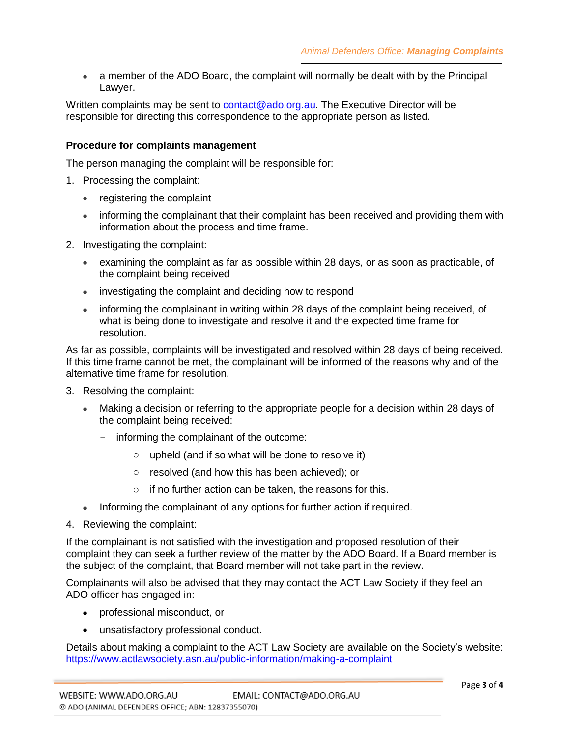- a member of the ADO Board, the complaint will normally be dealt with by the Principal Lawyer.

Written complaints may be sent to contact@ado.org.au. The Executive Director will be responsible for directing this correspondence to the appropriate person as listed.

**Procedure for complaints management**

The person managing the complaint will be responsible for:

1. Processing the complaint:
   - registering the complaint
   - informing the complainant that their complaint has been received and providing them with information about the process and time frame.
2. Investigating the complaint:
   - examining the complaint as far as possible within 28 days, or as soon as practicable, of the complaint being received
   - investigating the complaint and deciding how to respond
   - informing the complainant in writing within 28 days of the complaint being received, of what is being done to investigate and resolve it and the expected time frame for resolution.

As far as possible, complaints will be investigated and resolved within 28 days of being received. If this time frame cannot be met, the complainant will be informed of the reasons why and of the alternative time frame for resolution.

3. Resolving the complaint:
   - Making a decision or referring to the appropriate people for a decision within 28 days of the complaint being received:
     - informing the complainant of the outcome:
       - upheld (and if so what will be done to resolve it)
       - resolved (and how this has been achieved); or
       - if no further action can be taken, the reasons for this.
   - Informing the complainant of any options for further action if required.
4. Reviewing the complaint:

If the complainant is not satisfied with the investigation and proposed resolution of their complaint they can seek a further review of the matter by the ADO Board. If a Board member is the subject of the complaint, that Board member will not take part in the review.

Complainants will also be advised that they may contact the ACT Law Society if they feel an ADO officer has engaged in:

- professional misconduct, or
- unsatisfactory professional conduct.

Details about making a complaint to the ACT Law Society are available on the Society's website: https://www.actlawsociety.asn.au/public-information/making-a-complaint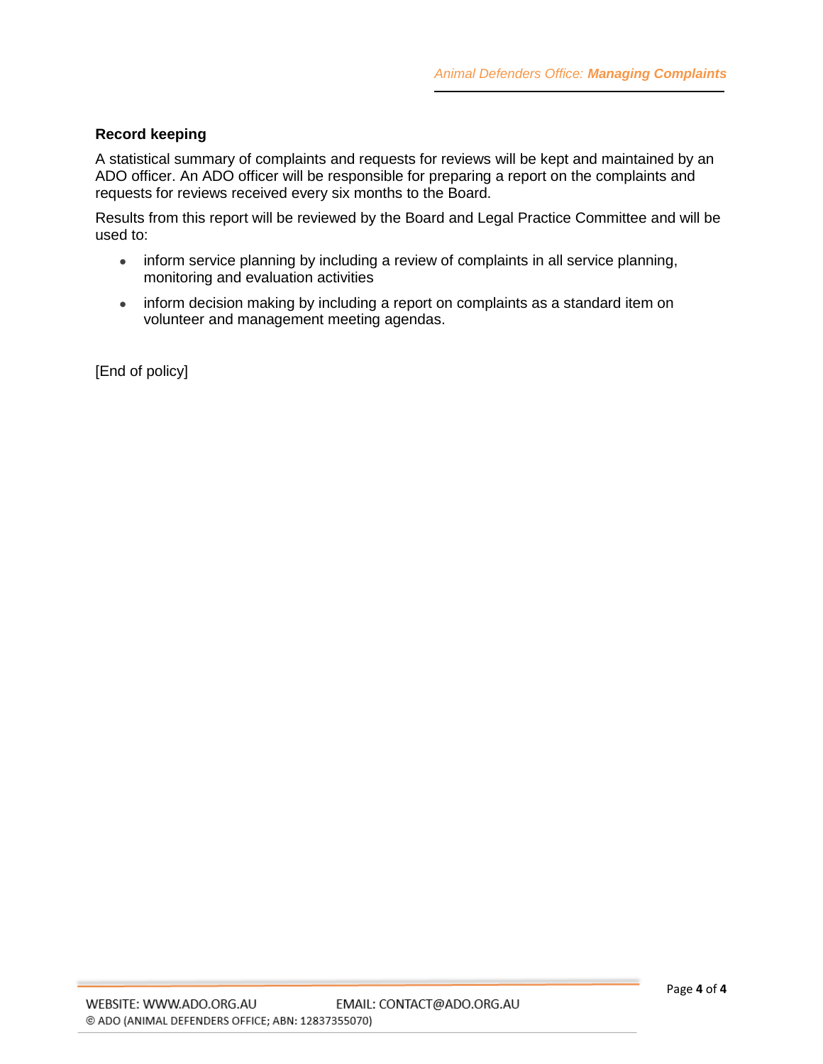**Record keeping**

A statistical summary of complaints and requests for reviews will be kept and maintained by an ADO officer. An ADO officer will be responsible for preparing a report on the complaints and requests for reviews received every six months to the Board.

Results from this report will be reviewed by the Board and Legal Practice Committee and will be used to:

- inform service planning by including a review of complaints in all service planning, monitoring and evaluation activities
- inform decision making by including a report on complaints as a standard item on volunteer and management meeting agendas.

[End of policy]